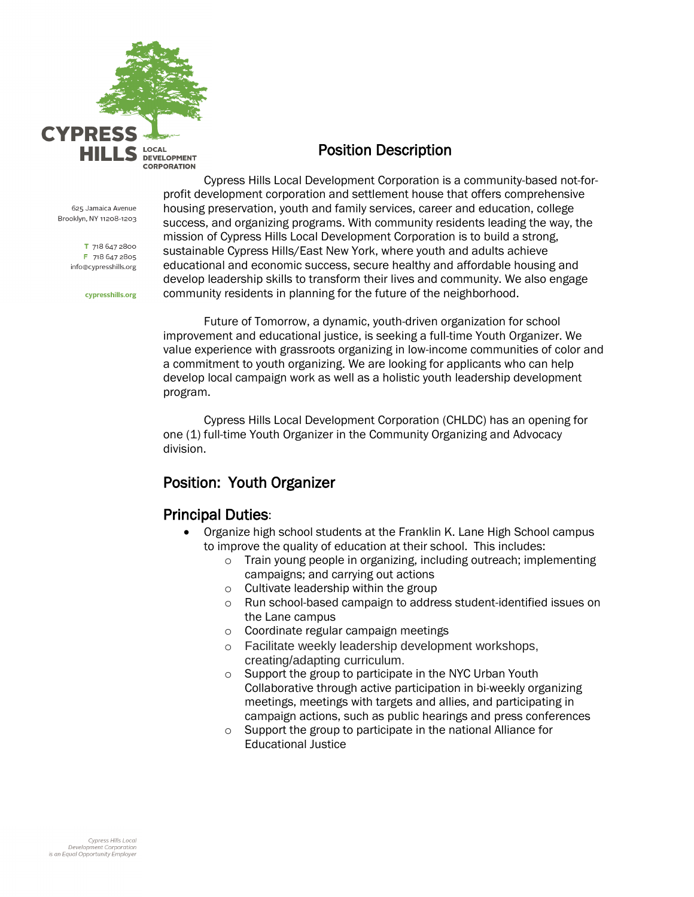CYPRESS HILLS LOCAL DEVELOPMENT CORPORATION

625 Jamaica Avenue
Brooklyn, NY 11208-1203

T 718 647 2800
F 718 647 2805
info@cypresshills.org

cypresshills.org

# Position Description

Cypress Hills Local Development Corporation is a community-based not-for-profit development corporation and settlement house that offers comprehensive housing preservation, youth and family services, career and education, college success, and organizing programs. With community residents leading the way, the mission of Cypress Hills Local Development Corporation is to build a strong, sustainable Cypress Hills/East New York, where youth and adults achieve educational and economic success, secure healthy and affordable housing and develop leadership skills to transform their lives and community. We also engage community residents in planning for the future of the neighborhood.

Future of Tomorrow, a dynamic, youth-driven organization for school improvement and educational justice, is seeking a full-time Youth Organizer. We value experience with grassroots organizing in low-income communities of color and a commitment to youth organizing. We are looking for applicants who can help develop local campaign work as well as a holistic youth leadership development program.

Cypress Hills Local Development Corporation (CHLDC) has an opening for one (1) full-time Youth Organizer in the Community Organizing and Advocacy division.

## Position: Youth Organizer

## Principal Duties:

- Organize high school students at the Franklin K. Lane High School campus to improve the quality of education at their school. This includes:
  - Train young people in organizing, including outreach; implementing campaigns; and carrying out actions
  - Cultivate leadership within the group
  - Run school-based campaign to address student-identified issues on the Lane campus
  - Coordinate regular campaign meetings
  - Facilitate weekly leadership development workshops, creating/adapting curriculum.
  - Support the group to participate in the NYC Urban Youth Collaborative through active participation in bi-weekly organizing meetings, meetings with targets and allies, and participating in campaign actions, such as public hearings and press conferences
  - Support the group to participate in the national Alliance for Educational Justice

*Cypress Hills Local Development Corporation is an Equal Opportunity Employer*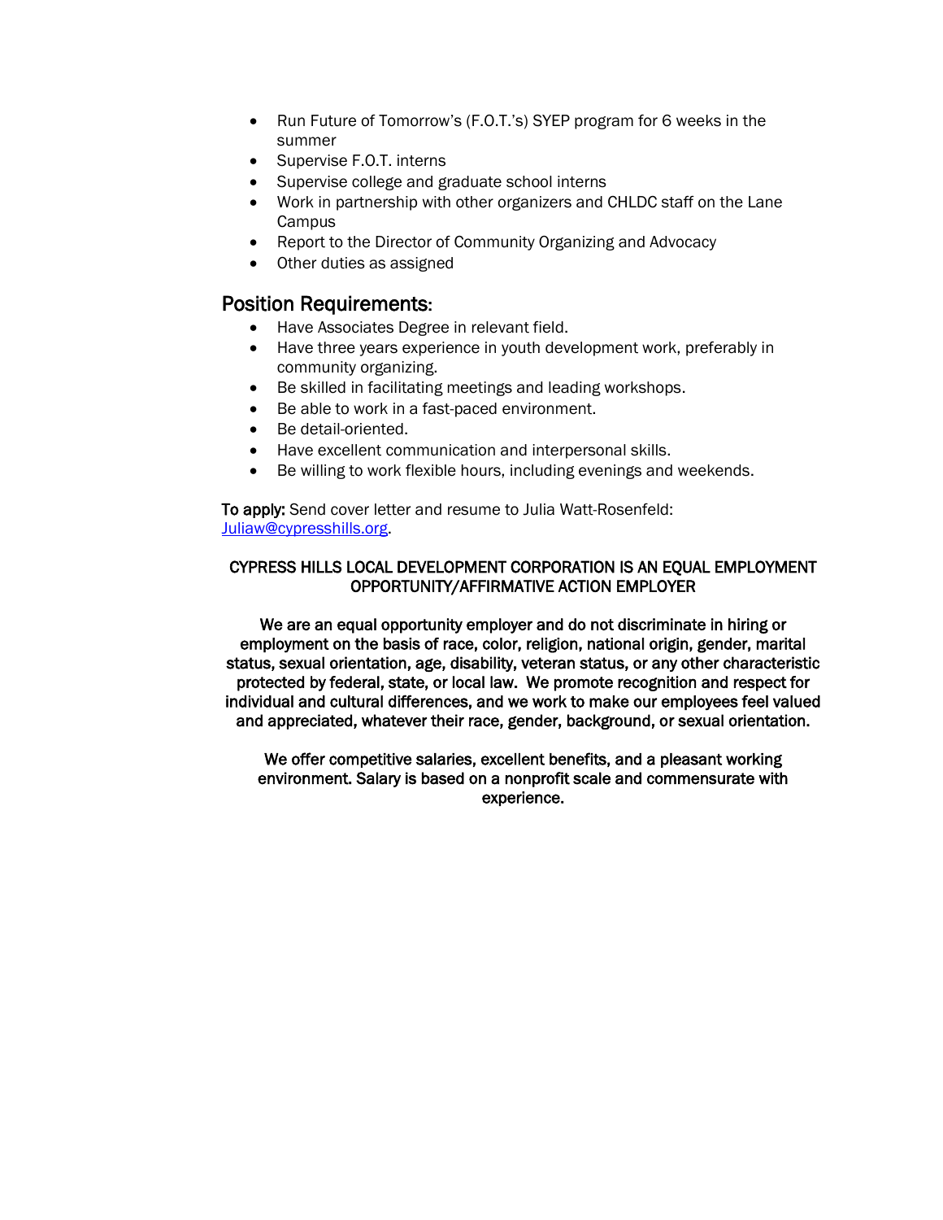- Run Future of Tomorrow's (F.O.T.'s) SYEP program for 6 weeks in the summer
- Supervise F.O.T. interns
- Supervise college and graduate school interns
- Work in partnership with other organizers and CHLDC staff on the Lane Campus
- Report to the Director of Community Organizing and Advocacy
- Other duties as assigned

## Position Requirements:

- Have Associates Degree in relevant field.
- Have three years experience in youth development work, preferably in community organizing.
- Be skilled in facilitating meetings and leading workshops.
- Be able to work in a fast-paced environment.
- Be detail-oriented.
- Have excellent communication and interpersonal skills.
- Be willing to work flexible hours, including evenings and weekends.

**To apply:** Send cover letter and resume to Julia Watt-Rosenfeld: [Juliaw@cypresshills.org](mailto:Juliaw@cypresshills.org).

CYPRESS HILLS LOCAL DEVELOPMENT CORPORATION IS AN EQUAL EMPLOYMENT OPPORTUNITY/AFFIRMATIVE ACTION EMPLOYER

**We are an equal opportunity employer and do not discriminate in hiring or employment on the basis of race, color, religion, national origin, gender, marital status, sexual orientation, age, disability, veteran status, or any other characteristic protected by federal, state, or local law. We promote recognition and respect for individual and cultural differences, and we work to make our employees feel valued and appreciated, whatever their race, gender, background, or sexual orientation.**

**We offer competitive salaries, excellent benefits, and a pleasant working environment. Salary is based on a nonprofit scale and commensurate with experience.**